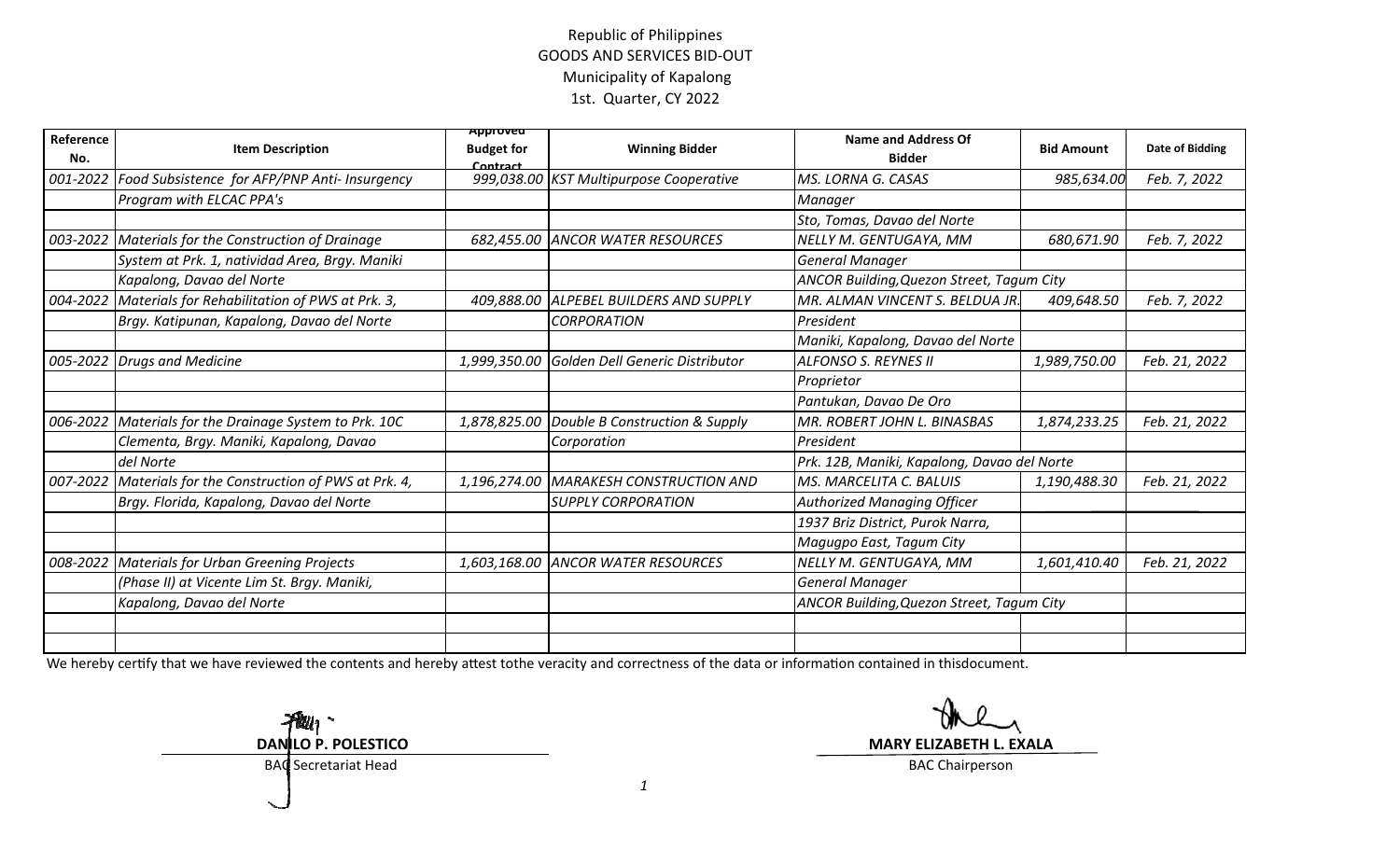Republic of Philippines
GOODS AND SERVICES BID-OUT
Municipality of Kapalong
1st. Quarter, CY 2022

| Reference No. | Item Description | Approved Budget for Contract | Winning Bidder | Name and Address Of Bidder | Bid Amount | Date of Bidding |
|---|---|---|---|---|---|---|
| *001-2022* | *Food Subsistence for AFP/PNP Anti- Insurgency* | *999,038.00* | *KST Multipurpose Cooperative* | *MS. LORNA G. CASAS* | *985,634.00* | *Feb. 7, 2022* |
| | *Program with ELCAC PPA's* | | | *Manager* | | |
| | | | | *Sto, Tomas, Davao del Norte* | | |
| *003-2022* | *Materials for the Construction of Drainage* | *682,455.00* | *ANCOR WATER RESOURCES* | *NELLY M. GENTUGAYA, MM* | *680,671.90* | *Feb. 7, 2022* |
| | *System at Prk. 1, natividad Area, Brgy. Maniki* | | | *General Manager* | | |
| | *Kapalong, Davao del Norte* | | | *ANCOR Building,Quezon Street, Tagum City* | | |
| *004-2022* | *Materials for Rehabilitation of PWS at Prk. 3,* | *409,888.00* | *ALPEBEL BUILDERS AND SUPPLY* | *MR. ALMAN VINCENT S. BELDUA JR.* | *409,648.50* | *Feb. 7, 2022* |
| | *Brgy. Katipunan, Kapalong, Davao del Norte* | | *CORPORATION* | *President* | | |
| | | | | *Maniki, Kapalong, Davao del Norte* | | |
| *005-2022* | *Drugs and Medicine* | *1,999,350.00* | *Golden Dell Generic Distributor* | *ALFONSO S. REYNES II* | *1,989,750.00* | *Feb. 21, 2022* |
| | | | | *Proprietor* | | |
| | | | | *Pantukan, Davao De Oro* | | |
| *006-2022* | *Materials for the Drainage System to Prk. 10C* | *1,878,825.00* | *Double B Construction & Supply* | *MR. ROBERT JOHN L. BINASBAS* | *1,874,233.25* | *Feb. 21, 2022* |
| | *Clementa, Brgy. Maniki, Kapalong, Davao* | | *Corporation* | *President* | | |
| | *del Norte* | | | *Prk. 12B, Maniki, Kapalong, Davao del Norte* | | |
| *007-2022* | *Materials for the Construction of PWS at Prk. 4,* | *1,196,274.00* | *MARAKESH CONSTRUCTION AND* | *MS. MARCELITA C. BALUIS* | *1,190,488.30* | *Feb. 21, 2022* |
| | *Brgy. Florida, Kapalong, Davao del Norte* | | *SUPPLY CORPORATION* | *Authorized Managing Officer* | | |
| | | | | *1937 Briz District, Purok Narra,* | | |
| | | | | *Magugpo East, Tagum City* | | |
| *008-2022* | *Materials for Urban Greening Projects* | *1,603,168.00* | *ANCOR WATER RESOURCES* | *NELLY M. GENTUGAYA, MM* | *1,601,410.40* | *Feb. 21, 2022* |
| | *(Phase II) at Vicente Lim St. Brgy. Maniki,* | | | *General Manager* | | |
| | *Kapalong, Davao del Norte* | | | *ANCOR Building,Quezon Street, Tagum City* | | |
| | | | | | | |
| | | | | | | |

We hereby certify that we have reviewed the contents and hereby attest tothe veracity and correctness of the data or information contained in thisdocument.

**DANILO P. POLESTICO**
BAC Secretariat Head

**MARY ELIZABETH L. EXALA**
BAC Chairperson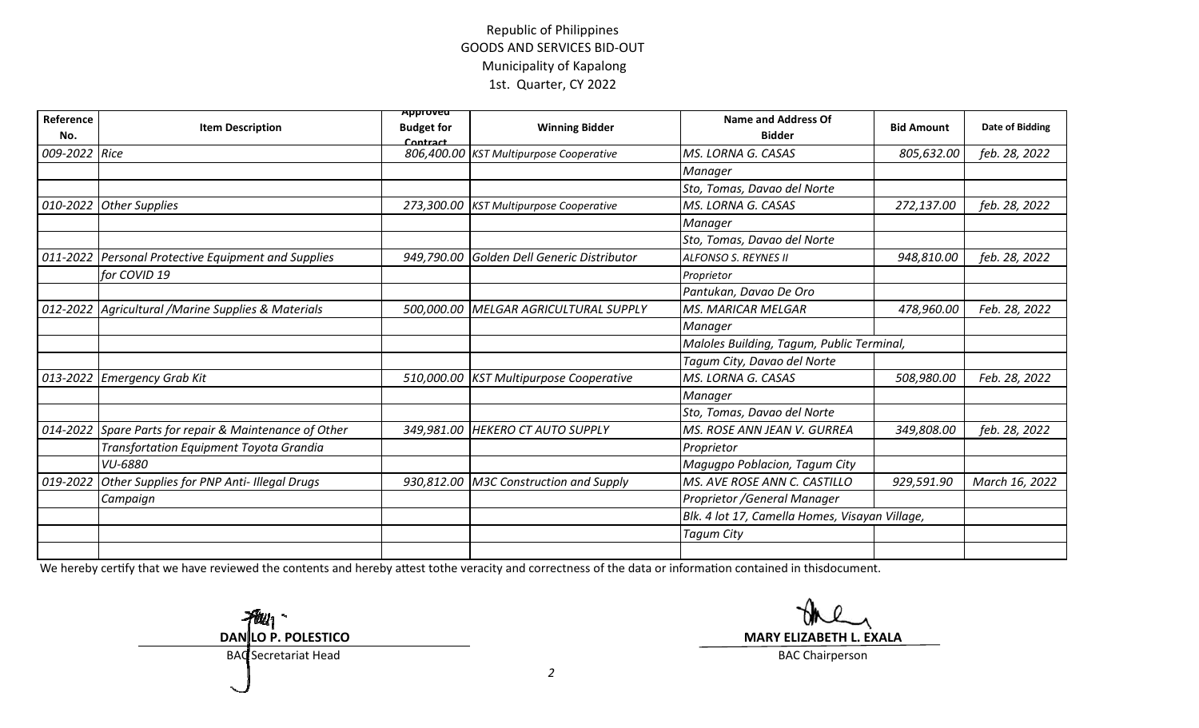Republic of Philippines
GOODS AND SERVICES BID-OUT
Municipality of Kapalong
1st. Quarter, CY 2022

| Reference No. | Item Description | Approved Budget for Contract | Winning Bidder | Name and Address Of Bidder | Bid Amount | Date of Bidding |
|---|---|---|---|---|---|---|
| 009-2022 | Rice | 806,400.00 | KST Multipurpose Cooperative | MS. LORNA G. CASAS | 805,632.00 | feb. 28, 2022 |
| | | | | Manager | | |
| | | | | Sto, Tomas, Davao del Norte | | |
| 010-2022 | Other Supplies | 273,300.00 | KST Multipurpose Cooperative | MS. LORNA G. CASAS | 272,137.00 | feb. 28, 2022 |
| | | | | Manager | | |
| | | | | Sto, Tomas, Davao del Norte | | |
| 011-2022 | Personal Protective Equipment and Supplies | 949,790.00 | Golden Dell Generic Distributor | ALFONSO S. REYNES II | 948,810.00 | feb. 28, 2022 |
| | for COVID 19 | | | Proprietor | | |
| | | | | Pantukan, Davao De Oro | | |
| 012-2022 | Agricultural /Marine Supplies & Materials | 500,000.00 | MELGAR AGRICULTURAL SUPPLY | MS. MARICAR MELGAR | 478,960.00 | Feb. 28, 2022 |
| | | | | Manager | | |
| | | | | Maloles Building, Tagum, Public Terminal, | | |
| | | | | Tagum City, Davao del Norte | | |
| 013-2022 | Emergency Grab Kit | 510,000.00 | KST Multipurpose Cooperative | MS. LORNA G. CASAS | 508,980.00 | Feb. 28, 2022 |
| | | | | Manager | | |
| | | | | Sto, Tomas, Davao del Norte | | |
| 014-2022 | Spare Parts for repair & Maintenance of Other | 349,981.00 | HEKERO CT AUTO SUPPLY | MS. ROSE ANN JEAN V. GURREA | 349,808.00 | feb. 28, 2022 |
| | Transfortation Equipment Toyota Grandia | | | Proprietor | | |
| | VU-6880 | | | Magugpo Poblacion, Tagum City | | |
| 019-2022 | Other Supplies for PNP Anti- Illegal Drugs | 930,812.00 | M3C Construction and Supply | MS. AVE ROSE ANN C. CASTILLO | 929,591.90 | March 16, 2022 |
| | Campaign | | | Proprietor /General Manager | | |
| | | | | Blk. 4 lot 17, Camella Homes, Visayan Village, | | |
| | | | | Tagum City | | |
| | | | | | | |

We hereby certify that we have reviewed the contents and hereby attest tothe veracity and correctness of the data or information contained in thisdocument.

**DANILO P. POLESTICO**
BAC Secretariat Head

**MARY ELIZABETH L. EXALA**
BAC Chairperson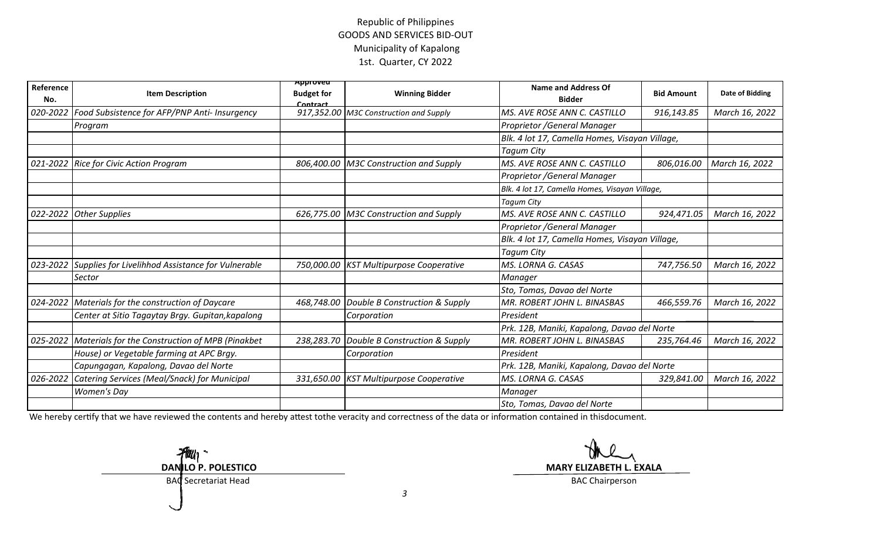Republic of Philippines
GOODS AND SERVICES BID-OUT
Municipality of Kapalong
1st. Quarter, CY 2022

| Reference No. | Item Description | Approved Budget for Contract | Winning Bidder | Name and Address Of Bidder | Bid Amount | Date of Bidding |
|---|---|---|---|---|---|---|
| 020-2022 | Food Subsistence for AFP/PNP Anti- Insurgency | 917,352.00 | M3C Construction and Supply | MS. AVE ROSE ANN C. CASTILLO | 916,143.85 | March 16, 2022 |
| | Program | | | Proprietor /General Manager | | |
| | | | | Blk. 4 lot 17, Camella Homes, Visayan Village, | | |
| | | | | Tagum City | | |
| 021-2022 | Rice for Civic Action Program | 806,400.00 | M3C Construction and Supply | MS. AVE ROSE ANN C. CASTILLO | 806,016.00 | March 16, 2022 |
| | | | | Proprietor /General Manager | | |
| | | | | Blk. 4 lot 17, Camella Homes, Visayan Village, | | |
| | | | | Tagum City | | |
| 022-2022 | Other Supplies | 626,775.00 | M3C Construction and Supply | MS. AVE ROSE ANN C. CASTILLO | 924,471.05 | March 16, 2022 |
| | | | | Proprietor /General Manager | | |
| | | | | Blk. 4 lot 17, Camella Homes, Visayan Village, | | |
| | | | | Tagum City | | |
| 023-2022 | Supplies for Livelihhod Assistance for Vulnerable | 750,000.00 | KST Multipurpose Cooperative | MS. LORNA G. CASAS | 747,756.50 | March 16, 2022 |
| | Sector | | | Manager | | |
| | | | | Sto, Tomas, Davao del Norte | | |
| 024-2022 | Materials for the construction of Daycare | 468,748.00 | Double B Construction & Supply | MR. ROBERT JOHN L. BINASBAS | 466,559.76 | March 16, 2022 |
| | Center at Sitio Tagaytay Brgy. Gupitan,kapalong | | Corporation | President | | |
| | | | | Prk. 12B, Maniki, Kapalong, Davao del Norte | | |
| 025-2022 | Materials for the Construction of MPB (Pinakbet | 238,283.70 | Double B Construction & Supply | MR. ROBERT JOHN L. BINASBAS | 235,764.46 | March 16, 2022 |
| | House) or Vegetable farming at APC Brgy. | | Corporation | President | | |
| | Capungagan, Kapalong, Davao del Norte | | | Prk. 12B, Maniki, Kapalong, Davao del Norte | | |
| 026-2022 | Catering Services (Meal/Snack) for Municipal | 331,650.00 | KST Multipurpose Cooperative | MS. LORNA G. CASAS | 329,841.00 | March 16, 2022 |
| | Women's Day | | | Manager | | |
| | | | | Sto, Tomas, Davao del Norte | | |

We hereby certify that we have reviewed the contents and hereby attest tothe veracity and correctness of the data or information contained in thisdocument.

**DANILO P. POLESTICO**
BAC Secretariat Head

**MARY ELIZABETH L. EXALA**
BAC Chairperson